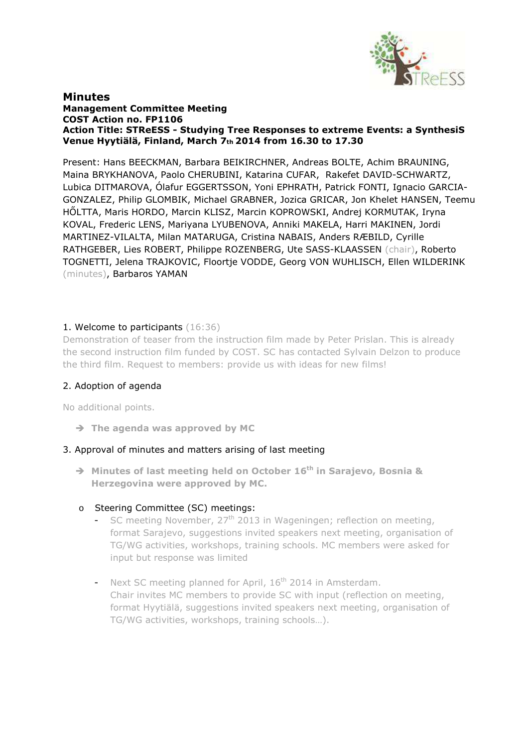# Minutes

**Management Committee Meeting**
**COST Action no. FP1106**
**Action Title: STReESS - Studying Tree Responses to extreme Events: a SynthesiS**
**Venue Hyytiälä, Finland, March 7th 2014 from 16.30 to 17.30**

Present: Hans BEECKMAN, Barbara BEIKIRCHNER, Andreas BOLTE, Achim BRAUNING, Maina BRYKHANOVA, Paolo CHERUBINI, Katarina CUFAR, Rakefet DAVID-SCHWARTZ, Lubica DITMAROVA, Ólafur EGGERTSSON, Yoni EPHRATH, Patrick FONTI, Ignacio GARCIA-GONZALEZ, Philip GLOMBIK, Michael GRABNER, Jozica GRICAR, Jon Khelet HANSEN, Teemu HŐLTTA, Maris HORDO, Marcin KLISZ, Marcin KOPROWSKI, Andrej KORMUTAK, Iryna KOVAL, Frederic LENS, Mariyana LYUBENOVA, Anniki MAKELA, Harri MAKINEN, Jordi MARTINEZ-VILALTA, Milan MATARUGA, Cristina NABAIS, Anders RÆBILD, Cyrille RATHGEBER, Lies ROBERT, Philippe ROZENBERG, Ute SASS-KLAASSEN (chair), Roberto TOGNETTI, Jelena TRAJKOVIC, Floortje VODDE, Georg VON WUHLISCH, Ellen WILDERINK (minutes), Barbaros YAMAN

## 1. Welcome to participants (16:36)

Demonstration of teaser from the instruction film made by Peter Prislan. This is already the second instruction film funded by COST. SC has contacted Sylvain Delzon to produce the third film. Request to members: provide us with ideas for new films!

## 2. Adoption of agenda

No additional points.

- **The agenda was approved by MC**

## 3. Approval of minutes and matters arising of last meeting

- **Minutes of last meeting held on October 16th in Sarajevo, Bosnia & Herzegovina were approved by MC.**

- Steering Committee (SC) meetings:
  - SC meeting November, 27th 2013 in Wageningen; reflection on meeting, format Sarajevo, suggestions invited speakers next meeting, organisation of TG/WG activities, workshops, training schools. MC members were asked for input but response was limited
  - Next SC meeting planned for April, 16th 2014 in Amsterdam. Chair invites MC members to provide SC with input (reflection on meeting, format Hyytiälä, suggestions invited speakers next meeting, organisation of TG/WG activities, workshops, training schools…).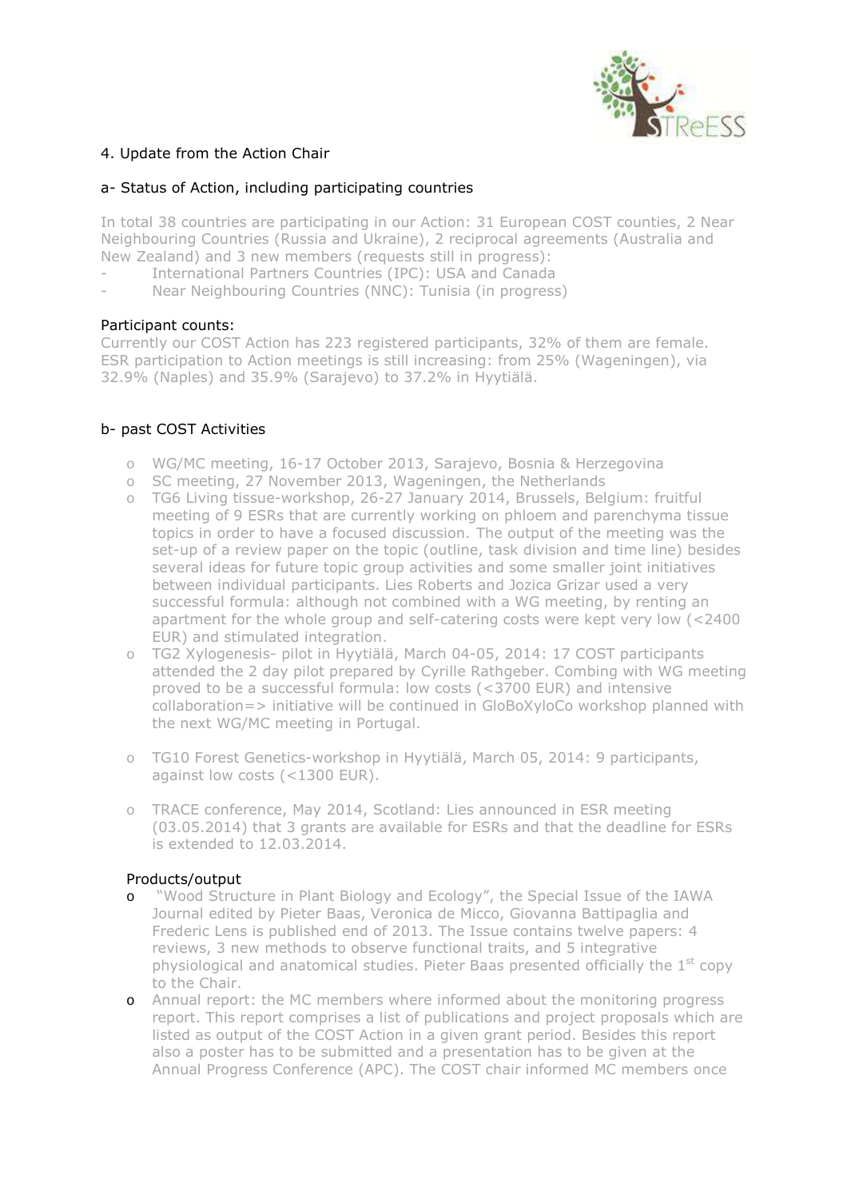## 4. Update from the Action Chair

### a- Status of Action, including participating countries

In total 38 countries are participating in our Action: 31 European COST counties, 2 Near Neighbouring Countries (Russia and Ukraine), 2 reciprocal agreements (Australia and New Zealand) and 3 new members (requests still in progress):

- International Partners Countries (IPC): USA and Canada
- Near Neighbouring Countries (NNC): Tunisia (in progress)

#### Participant counts:

Currently our COST Action has 223 registered participants, 32% of them are female. ESR participation to Action meetings is still increasing: from 25% (Wageningen), via 32.9% (Naples) and 35.9% (Sarajevo) to 37.2% in Hyytiälä.

### b- past COST Activities

- WG/MC meeting, 16-17 October 2013, Sarajevo, Bosnia & Herzegovina
- SC meeting, 27 November 2013, Wageningen, the Netherlands
- TG6 Living tissue-workshop, 26-27 January 2014, Brussels, Belgium: fruitful meeting of 9 ESRs that are currently working on phloem and parenchyma tissue topics in order to have a focused discussion. The output of the meeting was the set-up of a review paper on the topic (outline, task division and time line) besides several ideas for future topic group activities and some smaller joint initiatives between individual participants. Lies Roberts and Jozica Grizar used a very successful formula: although not combined with a WG meeting, by renting an apartment for the whole group and self-catering costs were kept very low (<2400 EUR) and stimulated integration.
- TG2 Xylogenesis- pilot in Hyytiälä, March 04-05, 2014: 17 COST participants attended the 2 day pilot prepared by Cyrille Rathgeber. Combing with WG meeting proved to be a successful formula: low costs (<3700 EUR) and intensive collaboration=> initiative will be continued in GloBoXyloCo workshop planned with the next WG/MC meeting in Portugal.
- TG10 Forest Genetics-workshop in Hyytiälä, March 05, 2014: 9 participants, against low costs (<1300 EUR).
- TRACE conference, May 2014, Scotland: Lies announced in ESR meeting (03.05.2014) that 3 grants are available for ESRs and that the deadline for ESRs is extended to 12.03.2014.

#### Products/output

- "Wood Structure in Plant Biology and Ecology", the Special Issue of the IAWA Journal edited by Pieter Baas, Veronica de Micco, Giovanna Battipaglia and Frederic Lens is published end of 2013. The Issue contains twelve papers: 4 reviews, 3 new methods to observe functional traits, and 5 integrative physiological and anatomical studies. Pieter Baas presented officially the 1st copy to the Chair.
- Annual report: the MC members where informed about the monitoring progress report. This report comprises a list of publications and project proposals which are listed as output of the COST Action in a given grant period. Besides this report also a poster has to be submitted and a presentation has to be given at the Annual Progress Conference (APC). The COST chair informed MC members once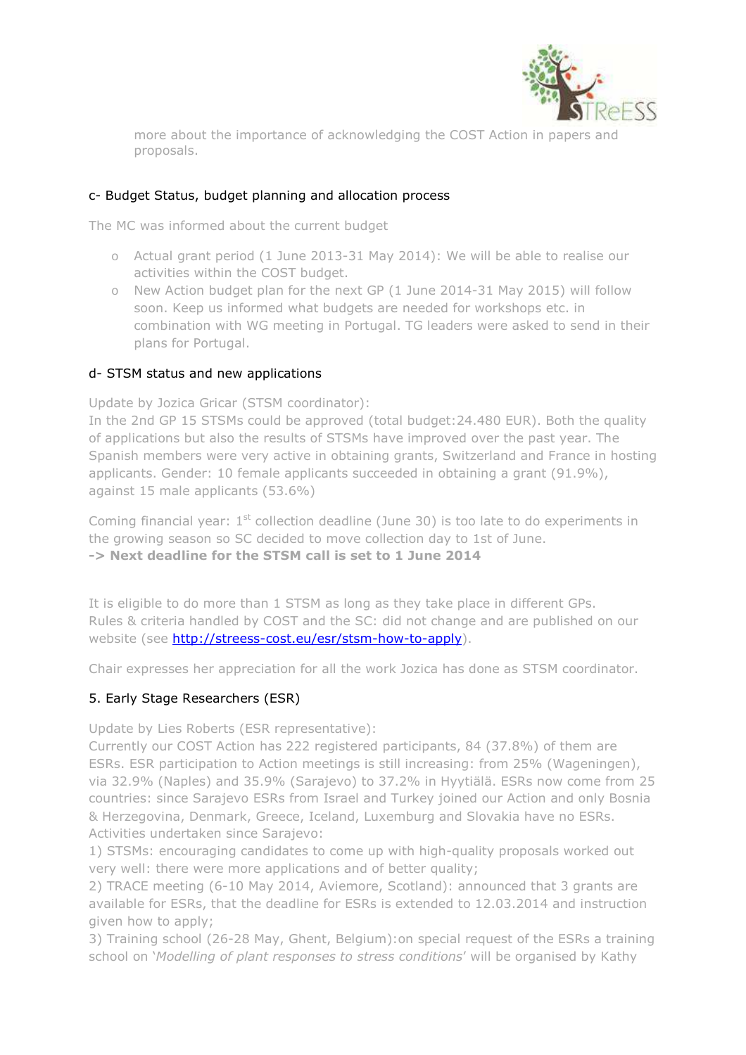more about the importance of acknowledging the COST Action in papers and proposals.

### c- Budget Status, budget planning and allocation process

The MC was informed about the current budget

- Actual grant period (1 June 2013-31 May 2014): We will be able to realise our activities within the COST budget.
- New Action budget plan for the next GP (1 June 2014-31 May 2015) will follow soon. Keep us informed what budgets are needed for workshops etc. in combination with WG meeting in Portugal. TG leaders were asked to send in their plans for Portugal.

### d- STSM status and new applications

Update by Jozica Gricar (STSM coordinator):
In the 2nd GP 15 STSMs could be approved (total budget:24.480 EUR). Both the quality of applications but also the results of STSMs have improved over the past year. The Spanish members were very active in obtaining grants, Switzerland and France in hosting applicants. Gender: 10 female applicants succeeded in obtaining a grant (91.9%), against 15 male applicants (53.6%)

Coming financial year: 1st collection deadline (June 30) is too late to do experiments in the growing season so SC decided to move collection day to 1st of June.
**-> Next deadline for the STSM call is set to 1 June 2014**

It is eligible to do more than 1 STSM as long as they take place in different GPs.
Rules & criteria handled by COST and the SC: did not change and are published on our website (see http://streess-cost.eu/esr/stsm-how-to-apply).

Chair expresses her appreciation for all the work Jozica has done as STSM coordinator.

## 5. Early Stage Researchers (ESR)

Update by Lies Roberts (ESR representative):
Currently our COST Action has 222 registered participants, 84 (37.8%) of them are ESRs. ESR participation to Action meetings is still increasing: from 25% (Wageningen), via 32.9% (Naples) and 35.9% (Sarajevo) to 37.2% in Hyytiälä. ESRs now come from 25 countries: since Sarajevo ESRs from Israel and Turkey joined our Action and only Bosnia & Herzegovina, Denmark, Greece, Iceland, Luxemburg and Slovakia have no ESRs.
Activities undertaken since Sarajevo:
1) STSMs: encouraging candidates to come up with high-quality proposals worked out very well: there were more applications and of better quality;
2) TRACE meeting (6-10 May 2014, Aviemore, Scotland): announced that 3 grants are available for ESRs, that the deadline for ESRs is extended to 12.03.2014 and instruction given how to apply;
3) Training school (26-28 May, Ghent, Belgium):on special request of the ESRs a training school on '*Modelling of plant responses to stress conditions*' will be organised by Kathy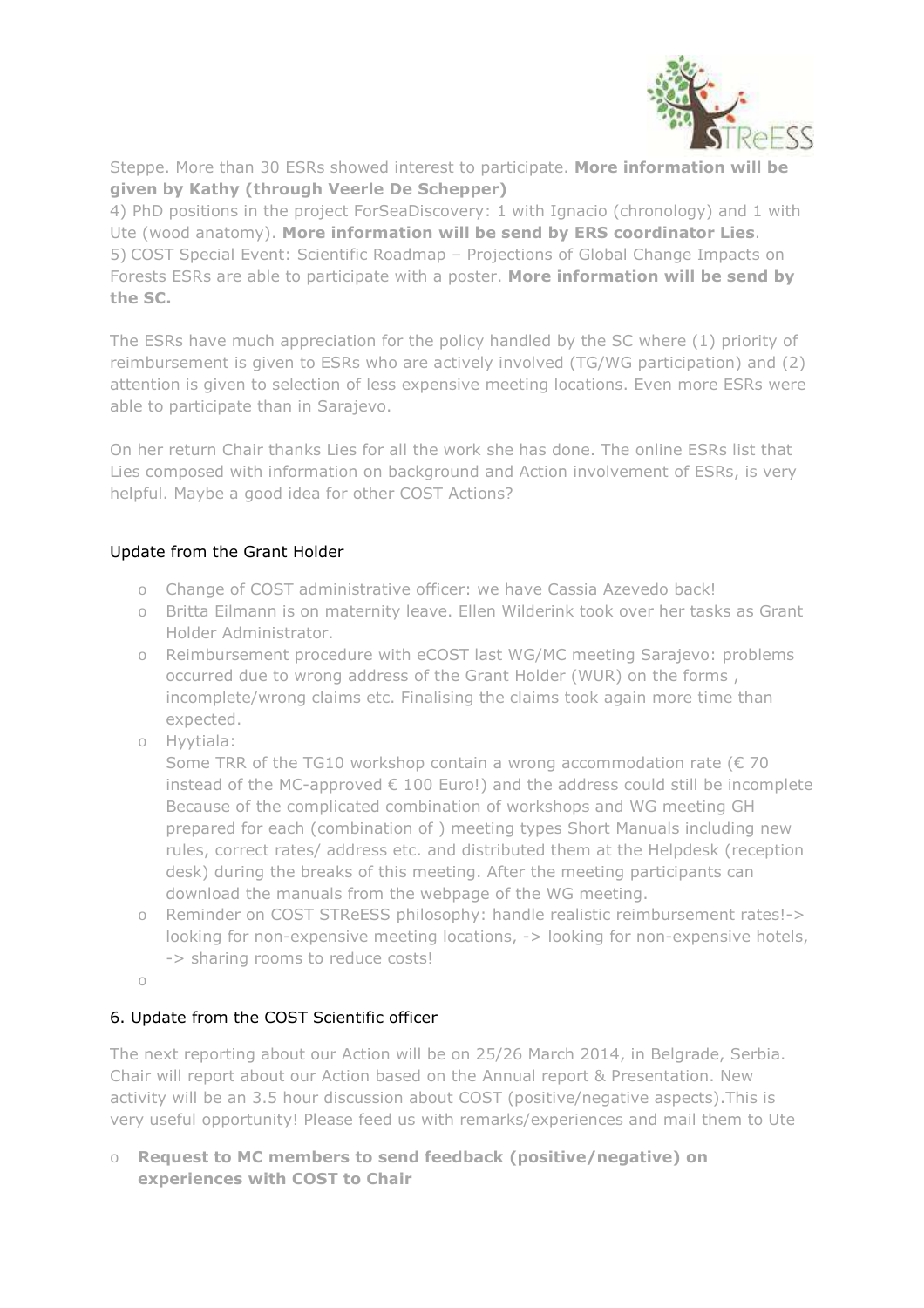Steppe. More than 30 ESRs showed interest to participate. **More information will be given by Kathy (through Veerle De Schepper)**

4) PhD positions in the project ForSeaDiscovery: 1 with Ignacio (chronology) and 1 with Ute (wood anatomy). **More information will be send by ERS coordinator Lies**.

5) COST Special Event: Scientific Roadmap – Projections of Global Change Impacts on Forests ESRs are able to participate with a poster. **More information will be send by the SC.**

The ESRs have much appreciation for the policy handled by the SC where (1) priority of reimbursement is given to ESRs who are actively involved (TG/WG participation) and (2) attention is given to selection of less expensive meeting locations. Even more ESRs were able to participate than in Sarajevo.

On her return Chair thanks Lies for all the work she has done. The online ESRs list that Lies composed with information on background and Action involvement of ESRs, is very helpful. Maybe a good idea for other COST Actions?

## Update from the Grant Holder

- Change of COST administrative officer: we have Cassia Azevedo back!
- Britta Eilmann is on maternity leave. Ellen Wilderink took over her tasks as Grant Holder Administrator.
- Reimbursement procedure with eCOST last WG/MC meeting Sarajevo: problems occurred due to wrong address of the Grant Holder (WUR) on the forms , incomplete/wrong claims etc. Finalising the claims took again more time than expected.
- Hyytiala:
  Some TRR of the TG10 workshop contain a wrong accommodation rate (€ 70 instead of the MC-approved € 100 Euro!) and the address could still be incomplete Because of the complicated combination of workshops and WG meeting GH prepared for each (combination of ) meeting types Short Manuals including new rules, correct rates/ address etc. and distributed them at the Helpdesk (reception desk) during the breaks of this meeting. After the meeting participants can download the manuals from the webpage of the WG meeting.
- Reminder on COST STReESS philosophy: handle realistic reimbursement rates!-> looking for non-expensive meeting locations, -> looking for non-expensive hotels, -> sharing rooms to reduce costs!
- 

## 6. Update from the COST Scientific officer

The next reporting about our Action will be on 25/26 March 2014, in Belgrade, Serbia. Chair will report about our Action based on the Annual report & Presentation. New activity will be an 3.5 hour discussion about COST (positive/negative aspects).This is very useful opportunity! Please feed us with remarks/experiences and mail them to Ute

- **Request to MC members to send feedback (positive/negative) on experiences with COST to Chair**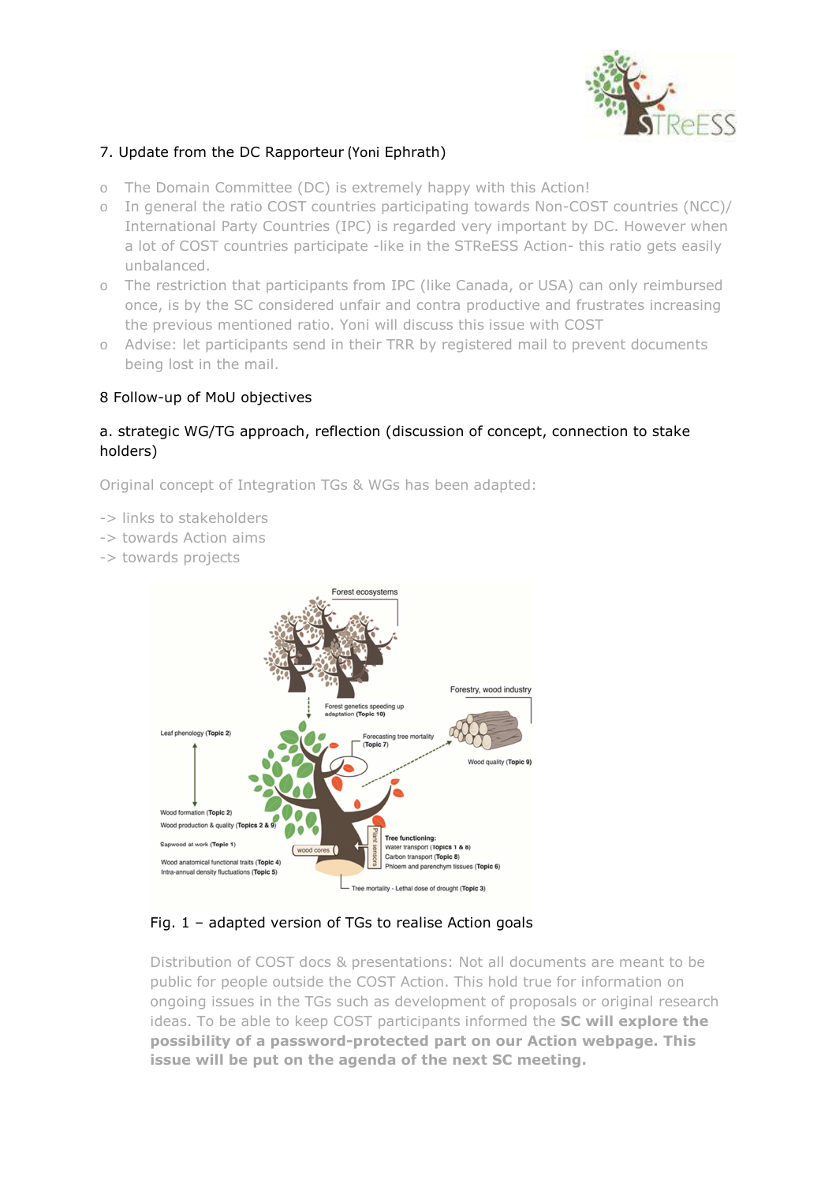## 7. Update from the DC Rapporteur (Yoni Ephrath)

- The Domain Committee (DC) is extremely happy with this Action!
- In general the ratio COST countries participating towards Non-COST countries (NCC)/ International Party Countries (IPC) is regarded very important by DC. However when a lot of COST countries participate -like in the STReESS Action- this ratio gets easily unbalanced.
- The restriction that participants from IPC (like Canada, or USA) can only reimbursed once, is by the SC considered unfair and contra productive and frustrates increasing the previous mentioned ratio. Yoni will discuss this issue with COST
- Advise: let participants send in their TRR by registered mail to prevent documents being lost in the mail.

## 8 Follow-up of MoU objectives

### a. strategic WG/TG approach, reflection (discussion of concept, connection to stake holders)

Original concept of Integration TGs & WGs has been adapted:

-> links to stakeholders
-> towards Action aims
-> towards projects

Forest ecosystems
Forestry, wood industry
Forest genetics speeding up adaptation (Topic 10)
Leaf phenology (Topic 2)
Forecasting tree mortality (Topic 7)
Wood quality (Topic 9)
Wood formation (Topic 2)
Wood production & quality (Topics 2 & 9)
Sapwood at work (Topic 1)
wood cores
Plant sensors
Tree functioning:
Water transport (Topics 1 & 8)
Carbon transport (Topic 8)
Phloem and parenchym tissues (Topic 6)
Wood anatomical functional traits (Topic 4)
Intra-annual density fluctuations (Topic 5)
Tree mortality - Lethal dose of drought (Topic 3)

Fig. 1 – adapted version of TGs to realise Action goals

Distribution of COST docs & presentations: Not all documents are meant to be public for people outside the COST Action. This hold true for information on ongoing issues in the TGs such as development of proposals or original research ideas. To be able to keep COST participants informed the **SC will explore the possibility of a password-protected part on our Action webpage. This issue will be put on the agenda of the next SC meeting.**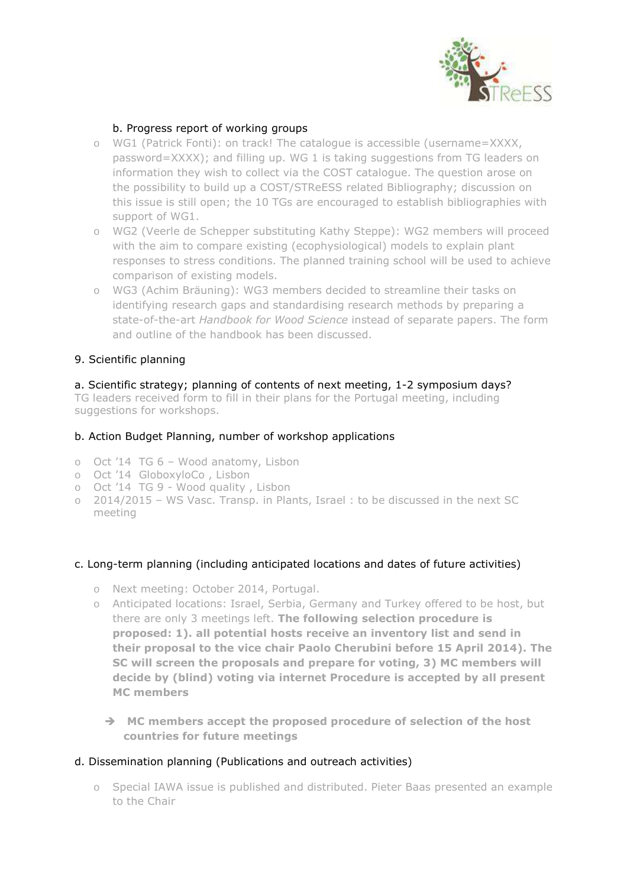b. Progress report of working groups

- WG1 (Patrick Fonti): on track! The catalogue is accessible (username=XXXX, password=XXXX); and filling up. WG 1 is taking suggestions from TG leaders on information they wish to collect via the COST catalogue. The question arose on the possibility to build up a COST/STReESS related Bibliography; discussion on this issue is still open; the 10 TGs are encouraged to establish bibliographies with support of WG1.
- WG2 (Veerle de Schepper substituting Kathy Steppe): WG2 members will proceed with the aim to compare existing (ecophysiological) models to explain plant responses to stress conditions. The planned training school will be used to achieve comparison of existing models.
- WG3 (Achim Bräuning): WG3 members decided to streamline their tasks on identifying research gaps and standardising research methods by preparing a state-of-the-art *Handbook for Wood Science* instead of separate papers. The form and outline of the handbook has been discussed.

9. Scientific planning

a. Scientific strategy; planning of contents of next meeting, 1-2 symposium days?

TG leaders received form to fill in their plans for the Portugal meeting, including suggestions for workshops.

b. Action Budget Planning, number of workshop applications

- Oct '14 TG 6 – Wood anatomy, Lisbon
- Oct '14 GloboxyloCo , Lisbon
- Oct '14 TG 9 - Wood quality , Lisbon
- 2014/2015 – WS Vasc. Transp. in Plants, Israel : to be discussed in the next SC meeting

c. Long-term planning (including anticipated locations and dates of future activities)

- Next meeting: October 2014, Portugal.
- Anticipated locations: Israel, Serbia, Germany and Turkey offered to be host, but there are only 3 meetings left. **The following selection procedure is proposed: 1). all potential hosts receive an inventory list and send in their proposal to the vice chair Paolo Cherubini before 15 April 2014). The SC will screen the proposals and prepare for voting, 3) MC members will decide by (blind) voting via internet Procedure is accepted by all present MC members**

  ➔ **MC members accept the proposed procedure of selection of the host countries for future meetings**

d. Dissemination planning (Publications and outreach activities)

- Special IAWA issue is published and distributed. Pieter Baas presented an example to the Chair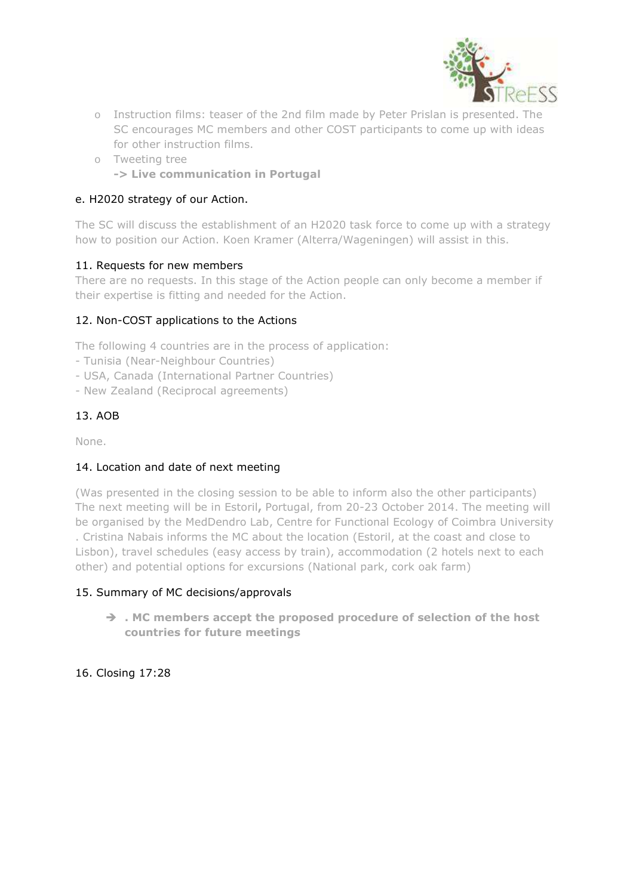- Instruction films: teaser of the 2nd film made by Peter Prislan is presented. The SC encourages MC members and other COST participants to come up with ideas for other instruction films.
- Tweeting tree
  **-> Live communication in Portugal**

## e. H2020 strategy of our Action.

The SC will discuss the establishment of an H2020 task force to come up with a strategy how to position our Action. Koen Kramer (Alterra/Wageningen) will assist in this.

## 11. Requests for new members

There are no requests. In this stage of the Action people can only become a member if their expertise is fitting and needed for the Action.

## 12. Non-COST applications to the Actions

The following 4 countries are in the process of application:

- Tunisia (Near-Neighbour Countries)
- USA, Canada (International Partner Countries)
- New Zealand (Reciprocal agreements)

## 13. AOB

None.

## 14. Location and date of next meeting

(Was presented in the closing session to be able to inform also the other participants) The next meeting will be in Estoril**,** Portugal, from 20-23 October 2014. The meeting will be organised by the MedDendro Lab, Centre for Functional Ecology of Coimbra University . Cristina Nabais informs the MC about the location (Estoril, at the coast and close to Lisbon), travel schedules (easy access by train), accommodation (2 hotels next to each other) and potential options for excursions (National park, cork oak farm)

## 15. Summary of MC decisions/approvals

- ➔ **. MC members accept the proposed procedure of selection of the host countries for future meetings**

## 16. Closing 17:28